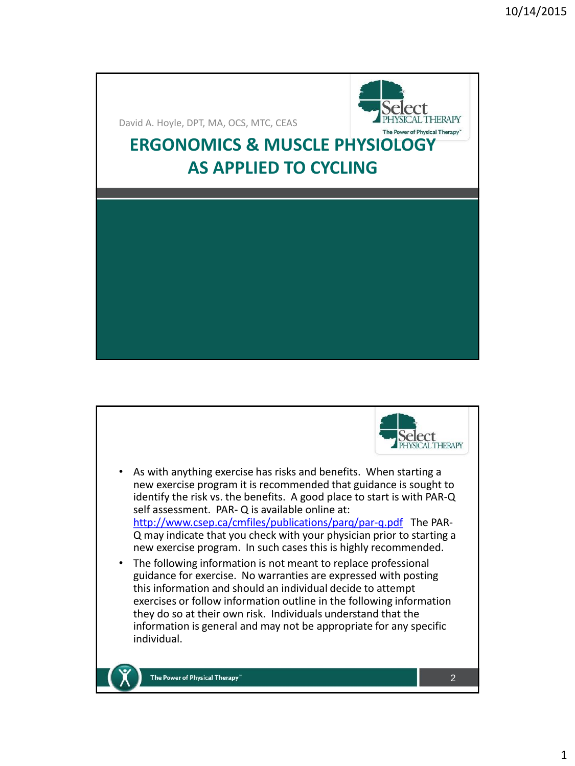David A. Hoyle, DPT, MA, OCS, MTC, CEAS

# ERGONOMICS & MUSCLE PHYSIOLOGY AS APPLIED TO CYCLING

---

- As with anything exercise has risks and benefits. When starting a new exercise program it is recommended that guidance is sought to identify the risk vs. the benefits. A good place to start is with PAR-Q self assessment. PAR- Q is available online at: http://www.csep.ca/cmfiles/publications/parq/par-q.pdf The PAR-Q may indicate that you check with your physician prior to starting a new exercise program. In such cases this is highly recommended.
- The following information is not meant to replace professional guidance for exercise. No warranties are expressed with posting this information and should an individual decide to attempt exercises or follow information outline in the following information they do so at their own risk. Individuals understand that the information is general and may not be appropriate for any specific individual.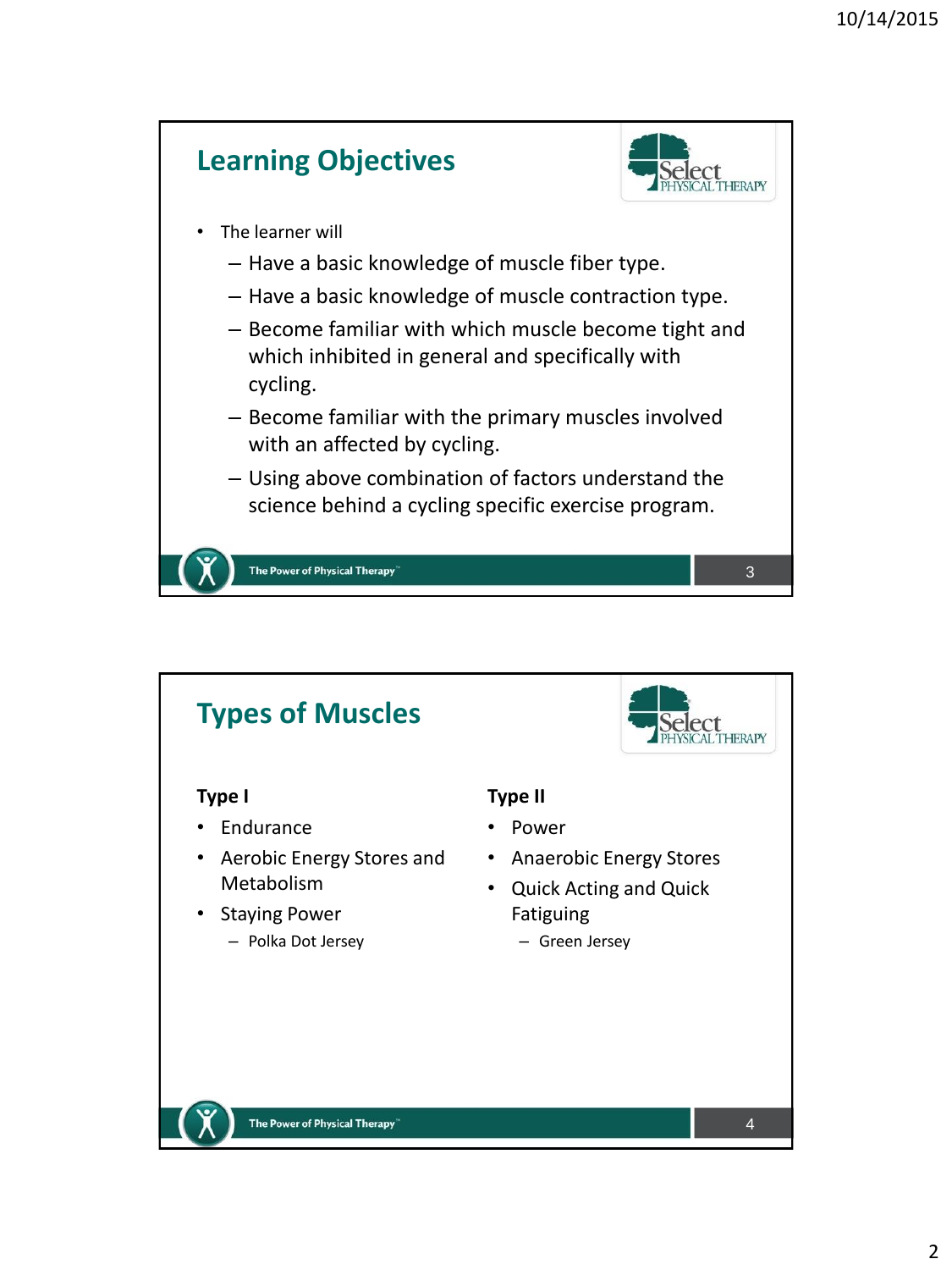## Learning Objectives

- The learner will
  - Have a basic knowledge of muscle fiber type.
  - Have a basic knowledge of muscle contraction type.
  - Become familiar with which muscle become tight and which inhibited in general and specifically with cycling.
  - Become familiar with the primary muscles involved with an affected by cycling.
  - Using above combination of factors understand the science behind a cycling specific exercise program.

## Types of Muscles

**Type I**

- Endurance
- Aerobic Energy Stores and Metabolism
- Staying Power
  - Polka Dot Jersey

**Type II**

- Power
- Anaerobic Energy Stores
- Quick Acting and Quick Fatiguing
  - Green Jersey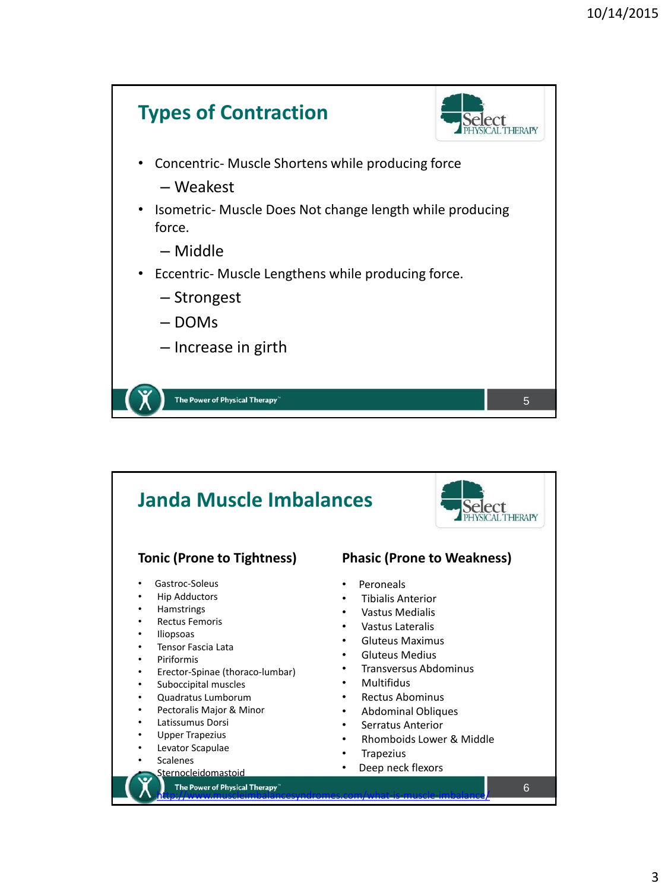## Types of Contraction

- Concentric- Muscle Shortens while producing force
  - Weakest
- Isometric- Muscle Does Not change length while producing force.
  - Middle
- Eccentric- Muscle Lengthens while producing force.
  - Strongest
  - DOMs
  - Increase in girth

## Janda Muscle Imbalances

### Tonic (Prone to Tightness)

- Gastroc-Soleus
- Hip Adductors
- Hamstrings
- Rectus Femoris
- Iliopsoas
- Tensor Fascia Lata
- Piriformis
- Erector-Spinae (thoraco-lumbar)
- Suboccipital muscles
- Quadratus Lumborum
- Pectoralis Major & Minor
- Latissumus Dorsi
- Upper Trapezius
- Levator Scapulae
- Scalenes
- Sternocleidomastoid

### Phasic (Prone to Weakness)

- Peroneals
- Tibialis Anterior
- Vastus Medialis
- Vastus Lateralis
- Gluteus Maximus
- Gluteus Medius
- Transversus Abdominus
- Multifidus
- Rectus Abominus
- Abdominal Obliques
- Serratus Anterior
- Rhomboids Lower & Middle
- Trapezius
- Deep neck flexors

http://www.muscleimbalancesyndromes.com/what-is-muscle-imbalance/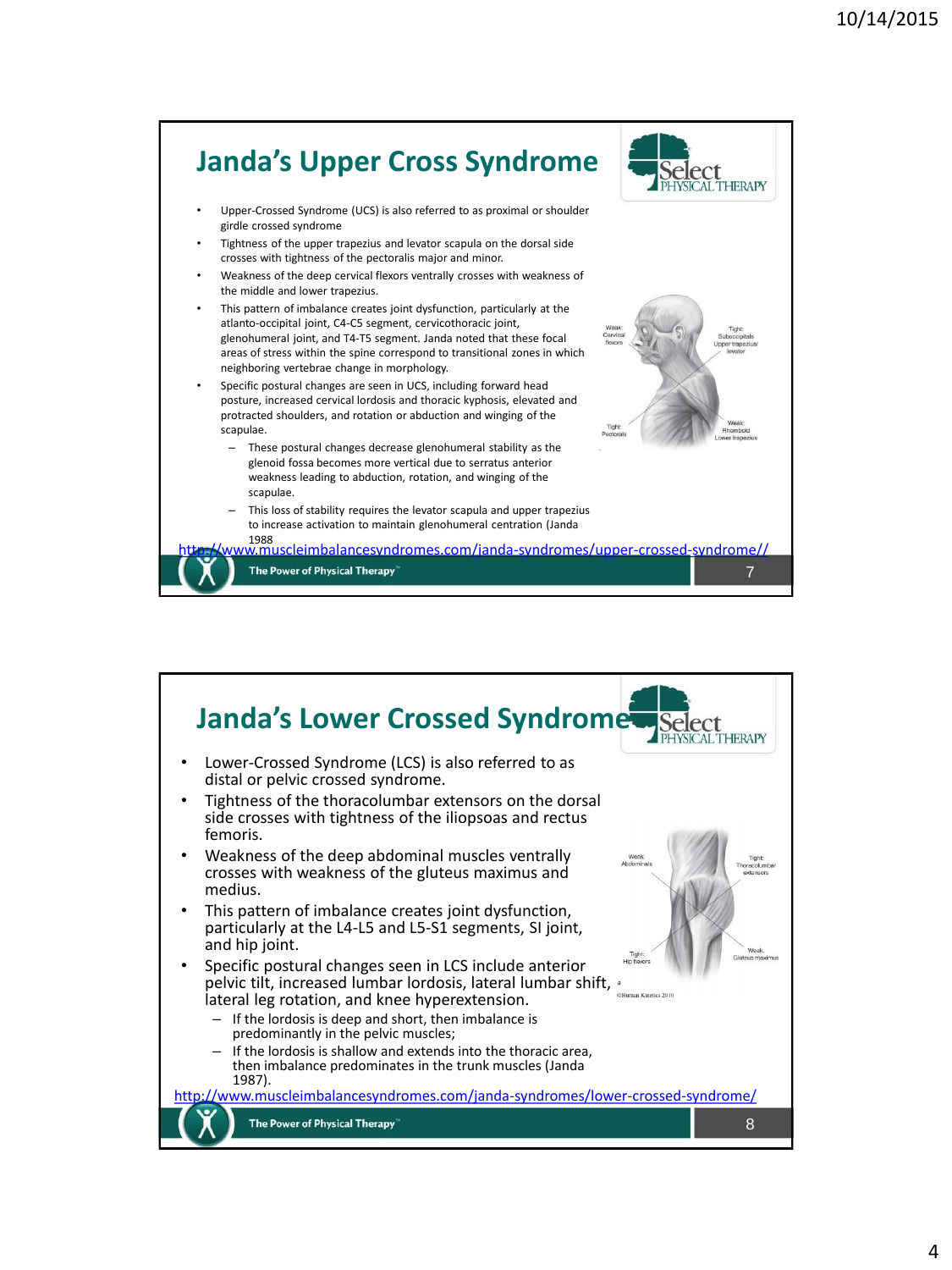## Janda's Upper Cross Syndrome

- Upper-Crossed Syndrome (UCS) is also referred to as proximal or shoulder girdle crossed syndrome
- Tightness of the upper trapezius and levator scapula on the dorsal side crosses with tightness of the pectoralis major and minor.
- Weakness of the deep cervical flexors ventrally crosses with weakness of the middle and lower trapezius.
- This pattern of imbalance creates joint dysfunction, particularly at the atlanto-occipital joint, C4-C5 segment, cervicothoracic joint, glenohumeral joint, and T4-T5 segment. Janda noted that these focal areas of stress within the spine correspond to transitional zones in which neighboring vertebrae change in morphology.
- Specific postural changes are seen in UCS, including forward head posture, increased cervical lordosis and thoracic kyphosis, elevated and protracted shoulders, and rotation or abduction and winging of the scapulae.
  - These postural changes decrease glenohumeral stability as the glenoid fossa becomes more vertical due to serratus anterior weakness leading to abduction, rotation, and winging of the scapulae.
  - This loss of stability requires the levator scapula and upper trapezius to increase activation to maintain glenohumeral centration (Janda 1988

Weak: Cervical flexors; Tight: Suboccipitals Upper trapezius/ levator; Tight: Pectorals; Weak: Rhomboid Lower trapezius

http://www.muscleimbalancesyndromes.com/janda-syndromes/upper-crossed-syndrome//

## Janda's Lower Crossed Syndrome

- Lower-Crossed Syndrome (LCS) is also referred to as distal or pelvic crossed syndrome.
- Tightness of the thoracolumbar extensors on the dorsal side crosses with tightness of the iliopsoas and rectus femoris.
- Weakness of the deep abdominal muscles ventrally crosses with weakness of the gluteus maximus and medius.
- This pattern of imbalance creates joint dysfunction, particularly at the L4-L5 and L5-S1 segments, SI joint, and hip joint.
- Specific postural changes seen in LCS include anterior pelvic tilt, increased lumbar lordosis, lateral lumbar shift, lateral leg rotation, and knee hyperextension.
  - If the lordosis is deep and short, then imbalance is predominantly in the pelvic muscles;
  - If the lordosis is shallow and extends into the thoracic area, then imbalance predominates in the trunk muscles (Janda 1987).

Weak: Abdominals; Tight: Thoracolumbar extensors; Tight: Hip flexors; Weak: Gluteus maximus

©Human Kinetics 2010

http://www.muscleimbalancesyndromes.com/janda-syndromes/lower-crossed-syndrome/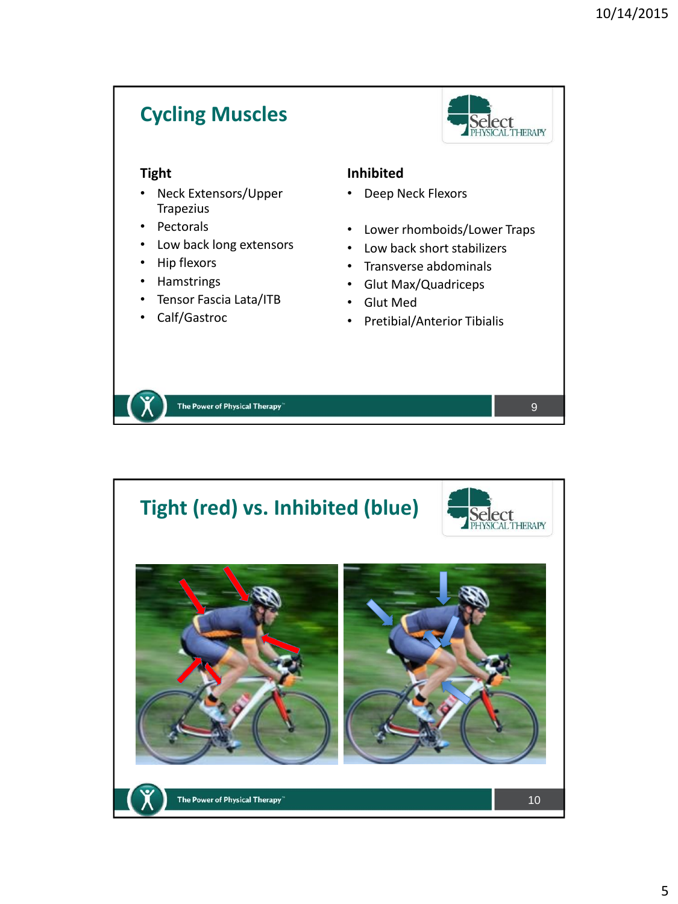## Cycling Muscles

**Tight**

- Neck Extensors/Upper Trapezius
- Pectorals
- Low back long extensors
- Hip flexors
- Hamstrings
- Tensor Fascia Lata/ITB
- Calf/Gastroc

**Inhibited**

- Deep Neck Flexors
- Lower rhomboids/Lower Traps
- Low back short stabilizers
- Transverse abdominals
- Glut Max/Quadriceps
- Glut Med
- Pretibial/Anterior Tibialis

## Tight (red) vs. Inhibited (blue)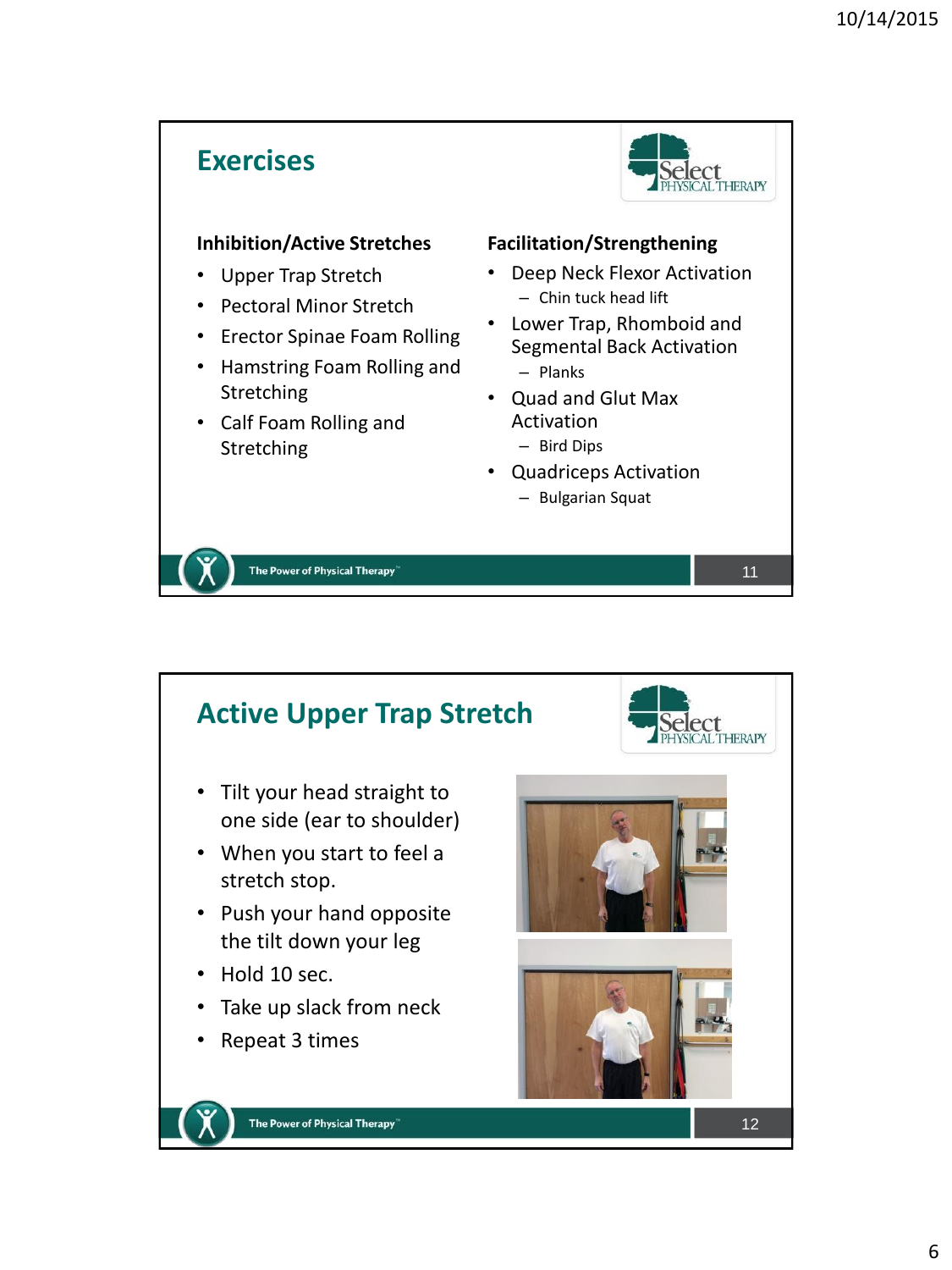## Exercises

**Inhibition/Active Stretches**

- Upper Trap Stretch
- Pectoral Minor Stretch
- Erector Spinae Foam Rolling
- Hamstring Foam Rolling and Stretching
- Calf Foam Rolling and Stretching

**Facilitation/Strengthening**

- Deep Neck Flexor Activation
  - Chin tuck head lift
- Lower Trap, Rhomboid and Segmental Back Activation
  - Planks
- Quad and Glut Max Activation
  - Bird Dips
- Quadriceps Activation
  - Bulgarian Squat

## Active Upper Trap Stretch

- Tilt your head straight to one side (ear to shoulder)
- When you start to feel a stretch stop.
- Push your hand opposite the tilt down your leg
- Hold 10 sec.
- Take up slack from neck
- Repeat 3 times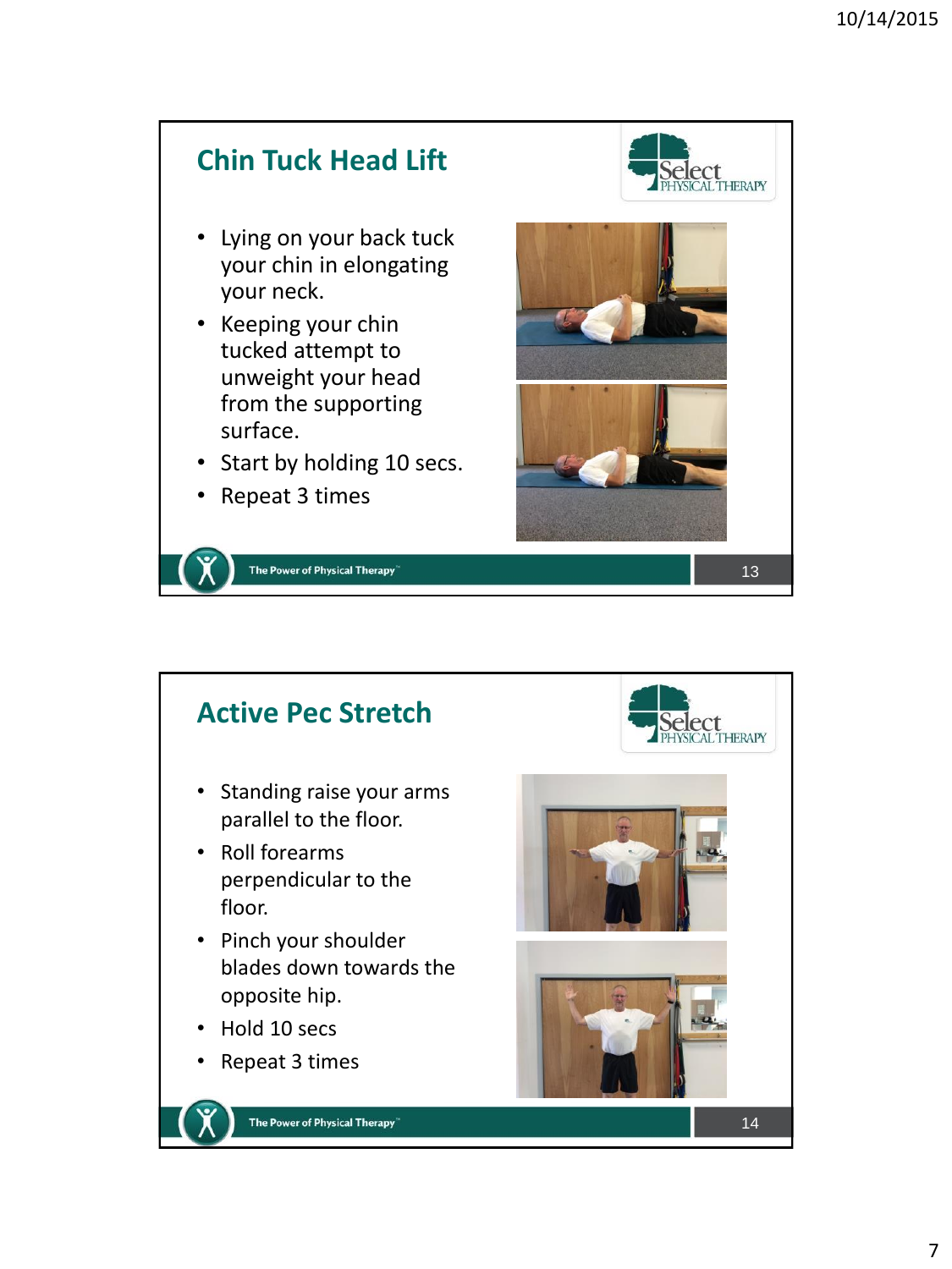## Chin Tuck Head Lift

- Lying on your back tuck your chin in elongating your neck.
- Keeping your chin tucked attempt to unweight your head from the supporting surface.
- Start by holding 10 secs.
- Repeat 3 times

## Active Pec Stretch

- Standing raise your arms parallel to the floor.
- Roll forearms perpendicular to the floor.
- Pinch your shoulder blades down towards the opposite hip.
- Hold 10 secs
- Repeat 3 times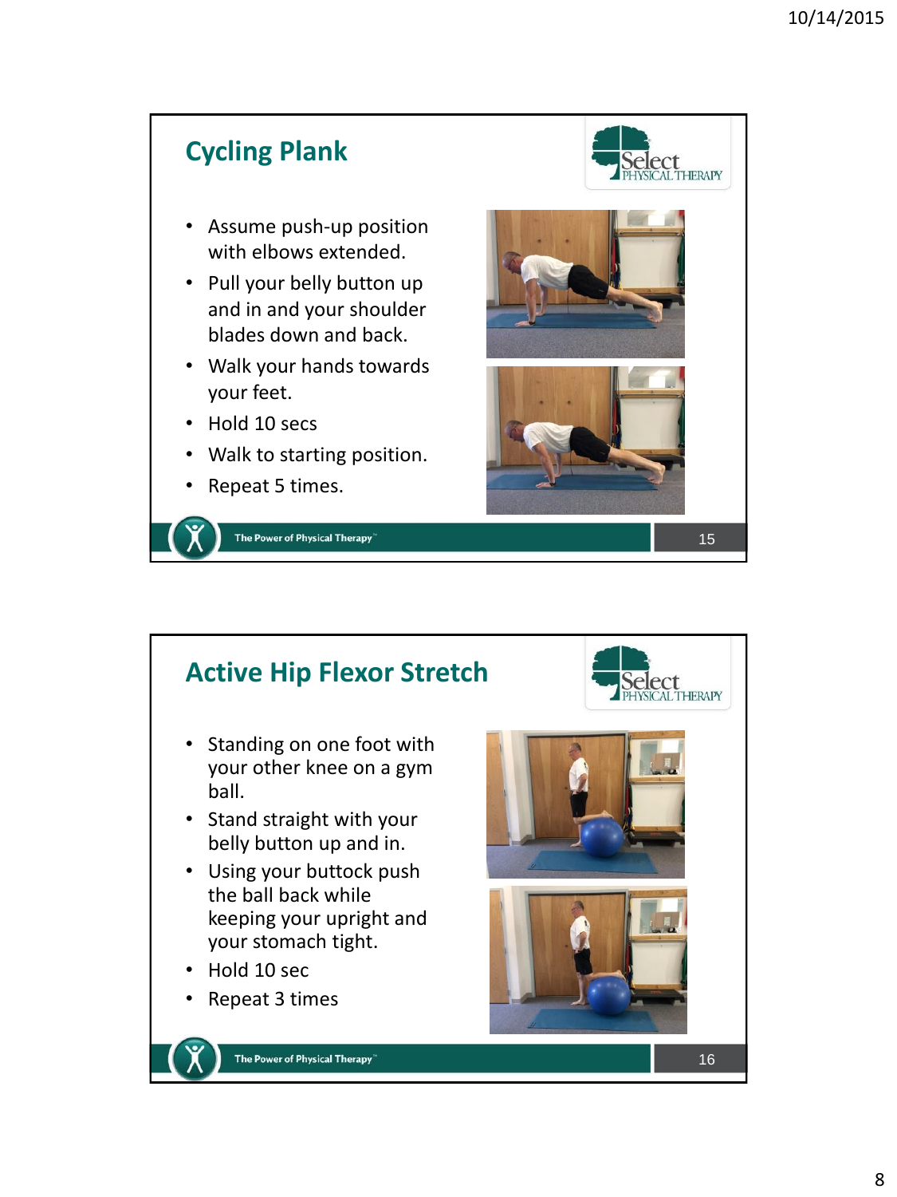## Cycling Plank

- Assume push-up position with elbows extended.
- Pull your belly button up and in and your shoulder blades down and back.
- Walk your hands towards your feet.
- Hold 10 secs
- Walk to starting position.
- Repeat 5 times.

## Active Hip Flexor Stretch

- Standing on one foot with your other knee on a gym ball.
- Stand straight with your belly button up and in.
- Using your buttock push the ball back while keeping your upright and your stomach tight.
- Hold 10 sec
- Repeat 3 times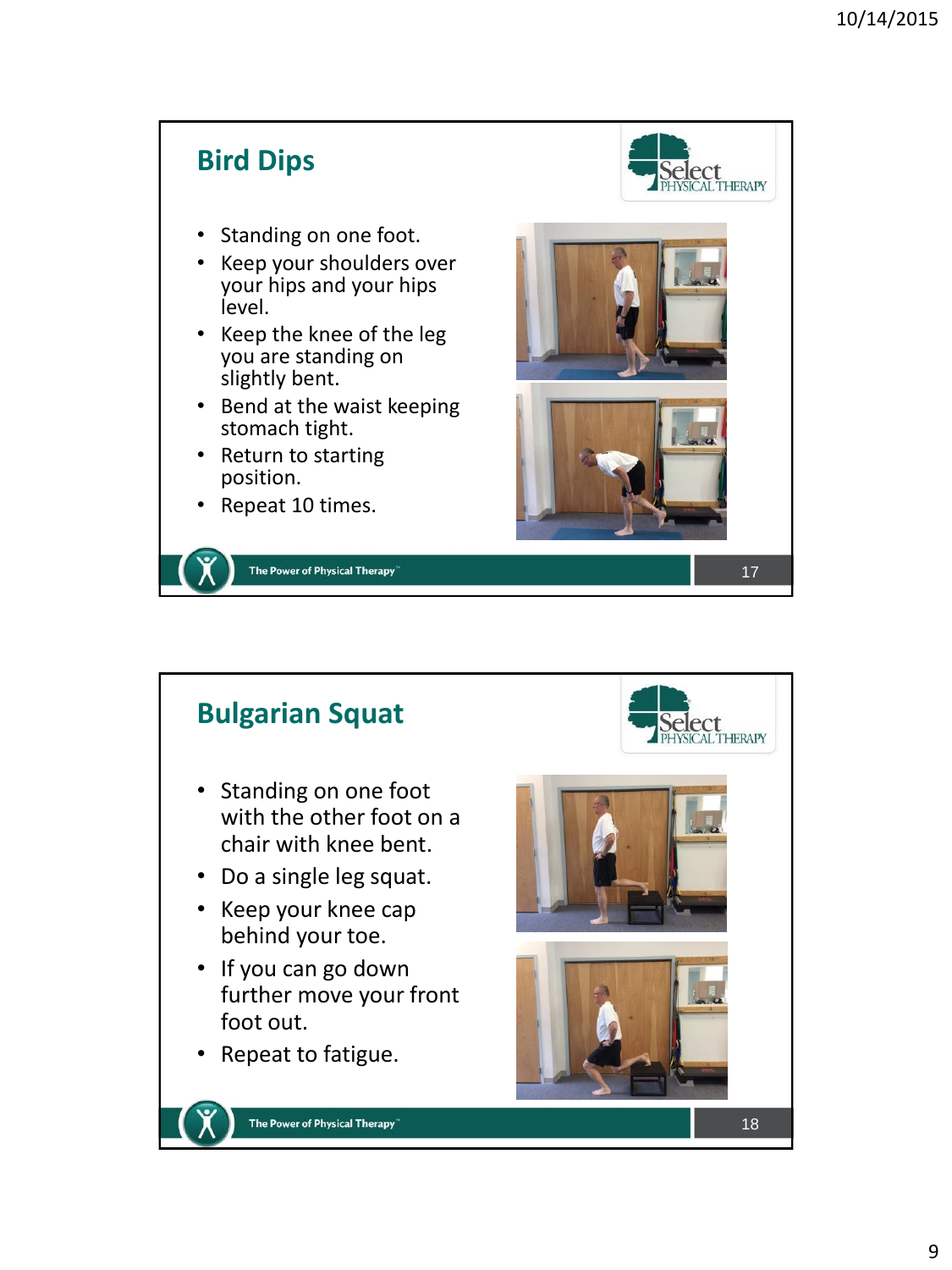## Bird Dips

- Standing on one foot.
- Keep your shoulders over your hips and your hips level.
- Keep the knee of the leg you are standing on slightly bent.
- Bend at the waist keeping stomach tight.
- Return to starting position.
- Repeat 10 times.

## Bulgarian Squat

- Standing on one foot with the other foot on a chair with knee bent.
- Do a single leg squat.
- Keep your knee cap behind your toe.
- If you can go down further move your front foot out.
- Repeat to fatigue.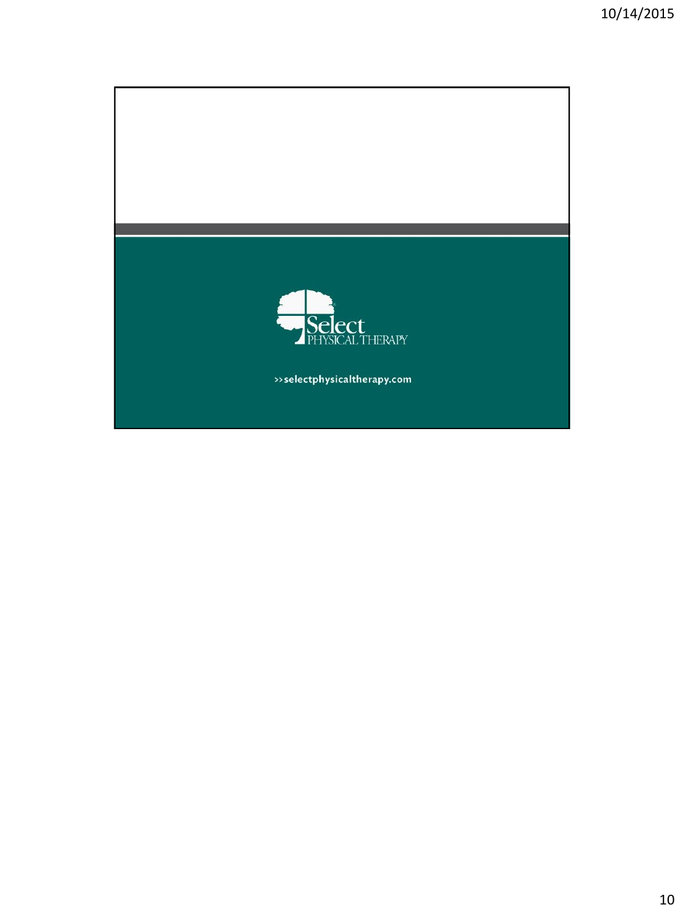Select PHYSICAL THERAPY

>>selectphysicaltherapy.com